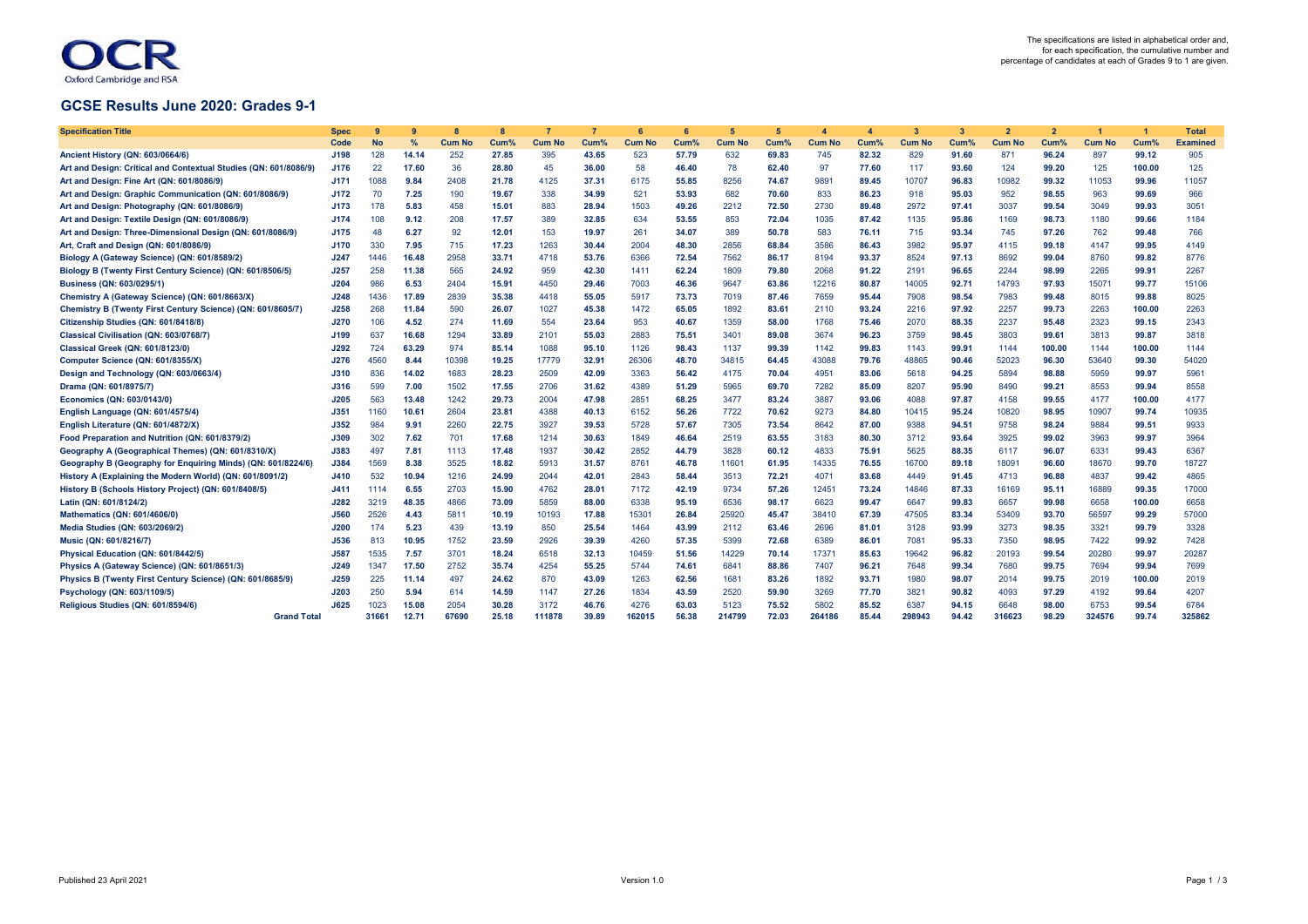The specifications are listed in alphabetical order and, for each specification, the cumulative number and percentage of candidates at each of Grades 9 to 1 are given.

## GCSE Results June 2020: Grades 9-1

| Specification Title | Spec | 9 | 9 | 8 | 8 | 7 | 7 | 6 | 6 | 5 | 5 | 4 | 4 | 3 | 3 | 2 | 2 | 1 | 1 | Total |
|---|---|---|---|---|---|---|---|---|---|---|---|---|---|---|---|---|---|---|---|---|
| | Code | No | % | Cum No | Cum% | Cum No | Cum% | Cum No | Cum% | Cum No | Cum% | Cum No | Cum% | Cum No | Cum% | Cum No | Cum% | Cum No | Cum% | Examined |
| Ancient History (QN: 603/0664/6) | J198 | 128 | 14.14 | 252 | 27.85 | 395 | 43.65 | 523 | 57.79 | 632 | 69.83 | 745 | 82.32 | 829 | 91.60 | 871 | 96.24 | 897 | 99.12 | 905 |
| Art and Design: Critical and Contextual Studies (QN: 601/8086/9) | J176 | 22 | 17.60 | 36 | 28.80 | 45 | 36.00 | 58 | 46.40 | 78 | 62.40 | 97 | 77.60 | 117 | 93.60 | 124 | 99.20 | 125 | 100.00 | 125 |
| Art and Design: Fine Art (QN: 601/8086/9) | J171 | 1088 | 9.84 | 2408 | 21.78 | 4125 | 37.31 | 6175 | 55.85 | 8256 | 74.67 | 9891 | 89.45 | 10707 | 96.83 | 10982 | 99.32 | 11053 | 99.96 | 11057 |
| Art and Design: Graphic Communication (QN: 601/8086/9) | J172 | 70 | 7.25 | 190 | 19.67 | 338 | 34.99 | 521 | 53.93 | 682 | 70.60 | 833 | 86.23 | 918 | 95.03 | 952 | 98.55 | 963 | 99.69 | 966 |
| Art and Design: Photography (QN: 601/8086/9) | J173 | 178 | 5.83 | 458 | 15.01 | 883 | 28.94 | 1503 | 49.26 | 2212 | 72.50 | 2730 | 89.48 | 2972 | 97.41 | 3037 | 99.54 | 3049 | 99.93 | 3051 |
| Art and Design: Textile Design (QN: 601/8086/9) | J174 | 108 | 9.12 | 208 | 17.57 | 389 | 32.85 | 634 | 53.55 | 853 | 72.04 | 1035 | 87.42 | 1135 | 95.86 | 1169 | 98.73 | 1180 | 99.66 | 1184 |
| Art and Design: Three-Dimensional Design (QN: 601/8086/9) | J175 | 48 | 6.27 | 92 | 12.01 | 153 | 19.97 | 261 | 34.07 | 389 | 50.78 | 583 | 76.11 | 715 | 93.34 | 745 | 97.26 | 762 | 99.48 | 766 |
| Art, Craft and Design (QN: 601/8086/9) | J170 | 330 | 7.95 | 715 | 17.23 | 1263 | 30.44 | 2004 | 48.30 | 2856 | 68.84 | 3586 | 86.43 | 3982 | 95.97 | 4115 | 99.18 | 4147 | 99.95 | 4149 |
| Biology A (Gateway Science) (QN: 601/8589/2) | J247 | 1446 | 16.48 | 2958 | 33.71 | 4718 | 53.76 | 6366 | 72.54 | 7562 | 86.17 | 8194 | 93.37 | 8524 | 97.13 | 8692 | 99.04 | 8760 | 99.82 | 8776 |
| Biology B (Twenty First Century Science) (QN: 601/8506/5) | J257 | 258 | 11.38 | 565 | 24.92 | 959 | 42.30 | 1411 | 62.24 | 1809 | 79.80 | 2068 | 91.22 | 2191 | 96.65 | 2244 | 98.99 | 2265 | 99.91 | 2267 |
| Business (QN: 603/0295/1) | J204 | 986 | 6.53 | 2404 | 15.91 | 4450 | 29.46 | 7003 | 46.36 | 9647 | 63.86 | 12216 | 80.87 | 14005 | 92.71 | 14793 | 97.93 | 15071 | 99.77 | 15106 |
| Chemistry A (Gateway Science) (QN: 601/8663/X) | J248 | 1436 | 17.89 | 2839 | 35.38 | 4418 | 55.05 | 5917 | 73.73 | 7019 | 87.46 | 7659 | 95.44 | 7908 | 98.54 | 7983 | 99.48 | 8015 | 99.88 | 8025 |
| Chemistry B (Twenty First Century Science) (QN: 601/8605/7) | J258 | 268 | 11.84 | 590 | 26.07 | 1027 | 45.38 | 1472 | 65.05 | 1892 | 83.61 | 2110 | 93.24 | 2216 | 97.92 | 2257 | 99.73 | 2263 | 100.00 | 2263 |
| Citizenship Studies (QN: 601/8418/8) | J270 | 106 | 4.52 | 274 | 11.69 | 554 | 23.64 | 953 | 40.67 | 1359 | 58.00 | 1768 | 75.46 | 2070 | 88.35 | 2237 | 95.48 | 2323 | 99.15 | 2343 |
| Classical Civilisation (QN: 603/0768/7) | J199 | 637 | 16.68 | 1294 | 33.89 | 2101 | 55.03 | 2883 | 75.51 | 3401 | 89.08 | 3674 | 96.23 | 3759 | 98.45 | 3803 | 99.61 | 3813 | 99.87 | 3818 |
| Classical Greek (QN: 601/8123/0) | J292 | 724 | 63.29 | 974 | 85.14 | 1088 | 95.10 | 1126 | 98.43 | 1137 | 99.39 | 1142 | 99.83 | 1143 | 99.91 | 1144 | 100.00 | 1144 | 100.00 | 1144 |
| Computer Science (QN: 601/8355/X) | J276 | 4560 | 8.44 | 10398 | 19.25 | 17779 | 32.91 | 26306 | 48.70 | 34815 | 64.45 | 43088 | 79.76 | 48865 | 90.46 | 52023 | 96.30 | 53640 | 99.30 | 54020 |
| Design and Technology (QN: 603/0663/4) | J310 | 836 | 14.02 | 1683 | 28.23 | 2509 | 42.09 | 3363 | 56.42 | 4175 | 70.04 | 4951 | 83.06 | 5618 | 94.25 | 5894 | 98.88 | 5959 | 99.97 | 5961 |
| Drama (QN: 601/8975/7) | J316 | 599 | 7.00 | 1502 | 17.55 | 2706 | 31.62 | 4389 | 51.29 | 5965 | 69.70 | 7282 | 85.09 | 8207 | 95.90 | 8490 | 99.21 | 8553 | 99.94 | 8558 |
| Economics (QN: 603/0143/0) | J205 | 563 | 13.48 | 1242 | 29.73 | 2004 | 47.98 | 2851 | 68.25 | 3477 | 83.24 | 3887 | 93.06 | 4088 | 97.87 | 4158 | 99.55 | 4177 | 100.00 | 4177 |
| English Language (QN: 601/4575/4) | J351 | 1160 | 10.61 | 2604 | 23.81 | 4388 | 40.13 | 6152 | 56.26 | 7722 | 70.62 | 9273 | 84.80 | 10415 | 95.24 | 10820 | 98.95 | 10907 | 99.74 | 10935 |
| English Literature (QN: 601/4872/X) | J352 | 984 | 9.91 | 2260 | 22.75 | 3927 | 39.53 | 5728 | 57.67 | 7305 | 73.54 | 8642 | 87.00 | 9388 | 94.51 | 9758 | 98.24 | 9884 | 99.51 | 9933 |
| Food Preparation and Nutrition (QN: 601/8379/2) | J309 | 302 | 7.62 | 701 | 17.68 | 1214 | 30.63 | 1849 | 46.64 | 2519 | 63.55 | 3183 | 80.30 | 3712 | 93.64 | 3925 | 99.02 | 3963 | 99.97 | 3964 |
| Geography A (Geographical Themes) (QN: 601/8310/X) | J383 | 497 | 7.81 | 1113 | 17.48 | 1937 | 30.42 | 2852 | 44.79 | 3828 | 60.12 | 4833 | 75.91 | 5625 | 88.35 | 6117 | 96.07 | 6331 | 99.43 | 6367 |
| Geography B (Geography for Enquiring Minds) (QN: 601/8224/6) | J384 | 1569 | 8.38 | 3525 | 18.82 | 5913 | 31.57 | 8761 | 46.78 | 11601 | 61.95 | 14335 | 76.55 | 16700 | 89.18 | 18091 | 96.60 | 18670 | 99.70 | 18727 |
| History A (Explaining the Modern World) (QN: 601/8091/2) | J410 | 532 | 10.94 | 1216 | 24.99 | 2044 | 42.01 | 2843 | 58.44 | 3513 | 72.21 | 4071 | 83.68 | 4449 | 91.45 | 4713 | 96.88 | 4837 | 99.42 | 4865 |
| History B (Schools History Project) (QN: 601/8408/5) | J411 | 1114 | 6.55 | 2703 | 15.90 | 4762 | 28.01 | 7172 | 42.19 | 9734 | 57.26 | 12451 | 73.24 | 14846 | 87.33 | 16169 | 95.11 | 16889 | 99.35 | 17000 |
| Latin (QN: 601/8124/2) | J282 | 3219 | 48.35 | 4866 | 73.09 | 5859 | 88.00 | 6338 | 95.19 | 6536 | 98.17 | 6623 | 99.47 | 6647 | 99.83 | 6657 | 99.98 | 6658 | 100.00 | 6658 |
| Mathematics (QN: 601/4606/0) | J560 | 2526 | 4.43 | 5811 | 10.19 | 10193 | 17.88 | 15301 | 26.84 | 25920 | 45.47 | 38410 | 67.39 | 47505 | 83.34 | 53409 | 93.70 | 56597 | 99.29 | 57000 |
| Media Studies (QN: 603/2069/2) | J200 | 174 | 5.23 | 439 | 13.19 | 850 | 25.54 | 1464 | 43.99 | 2112 | 63.46 | 2696 | 81.01 | 3128 | 93.99 | 3273 | 98.35 | 3321 | 99.79 | 3328 |
| Music (QN: 601/8216/7) | J536 | 813 | 10.95 | 1752 | 23.59 | 2926 | 39.39 | 4260 | 57.35 | 5399 | 72.68 | 6389 | 86.01 | 7081 | 95.33 | 7350 | 98.95 | 7422 | 99.92 | 7428 |
| Physical Education (QN: 601/8442/5) | J587 | 1535 | 7.57 | 3701 | 18.24 | 6518 | 32.13 | 10459 | 51.56 | 14229 | 70.14 | 17371 | 85.63 | 19642 | 96.82 | 20193 | 99.54 | 20280 | 99.97 | 20287 |
| Physics A (Gateway Science) (QN: 601/8651/3) | J249 | 1347 | 17.50 | 2752 | 35.74 | 4254 | 55.25 | 5744 | 74.61 | 6841 | 88.86 | 7407 | 96.21 | 7648 | 99.34 | 7680 | 99.75 | 7694 | 99.94 | 7699 |
| Physics B (Twenty First Century Science) (QN: 601/8685/9) | J259 | 225 | 11.14 | 497 | 24.62 | 870 | 43.09 | 1263 | 62.56 | 1681 | 83.26 | 1892 | 93.71 | 1980 | 98.07 | 2014 | 99.75 | 2019 | 100.00 | 2019 |
| Psychology (QN: 603/1109/5) | J203 | 250 | 5.94 | 614 | 14.59 | 1147 | 27.26 | 1834 | 43.59 | 2520 | 59.90 | 3269 | 77.70 | 3821 | 90.82 | 4093 | 97.29 | 4192 | 99.64 | 4207 |
| Religious Studies (QN: 601/8594/6) | J625 | 1023 | 15.08 | 2054 | 30.28 | 3172 | 46.76 | 4276 | 63.03 | 5123 | 75.52 | 5802 | 85.52 | 6387 | 94.15 | 6648 | 98.00 | 6753 | 99.54 | 6784 |
| **Grand Total** | | 31661 | 12.71 | 67690 | 25.18 | 111878 | 39.89 | 162015 | 56.38 | 214799 | 72.03 | 264186 | 85.44 | 298943 | 94.42 | 316623 | 98.29 | 324576 | 99.74 | 325862 |

Published 23 April 2021 | Version 1.0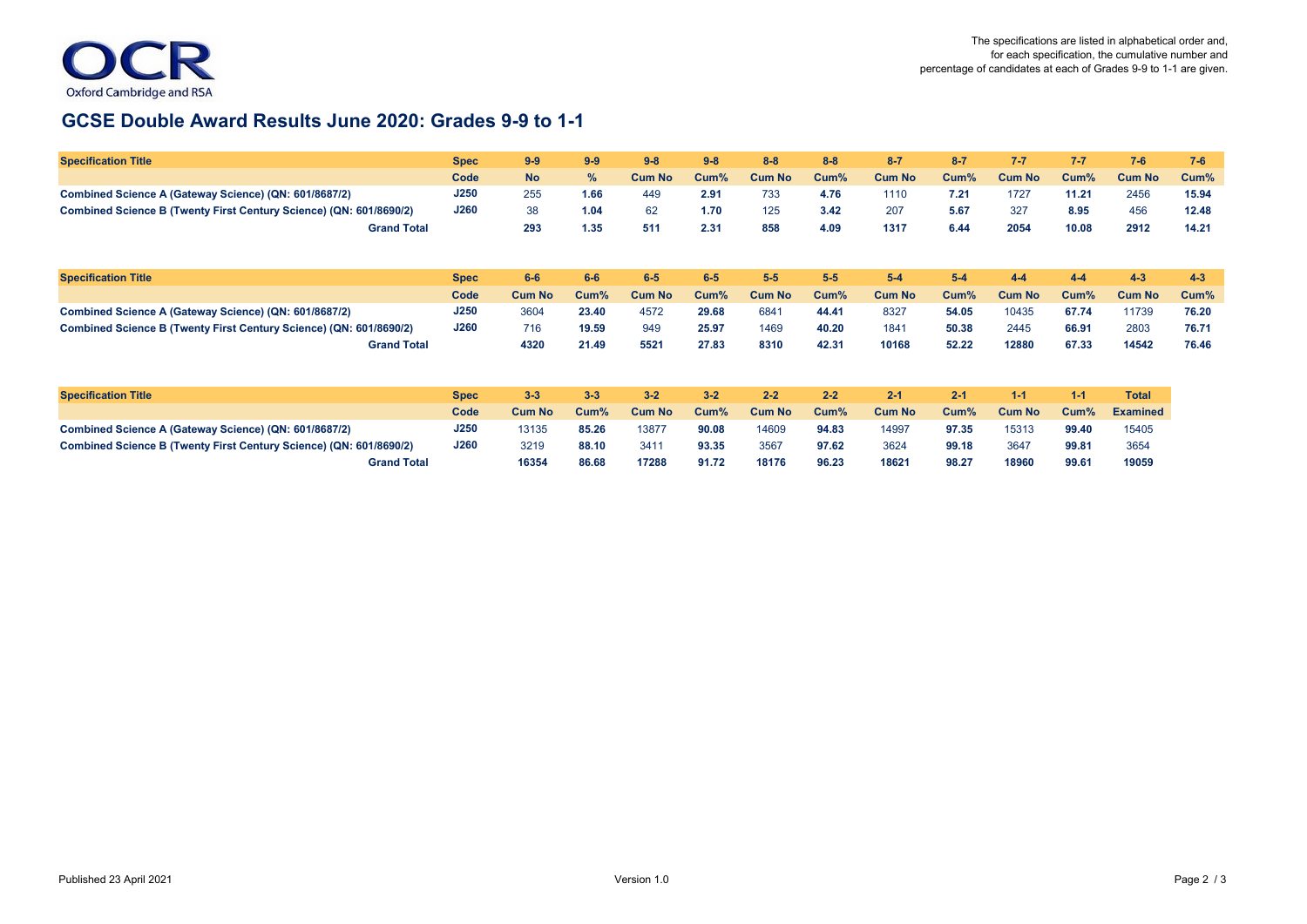The specifications are listed in alphabetical order and, for each specification, the cumulative number and percentage of candidates at each of Grades 9-9 to 1-1 are given.

# GCSE Double Award Results June 2020: Grades 9-9 to 1-1

| Specification Title | Spec | 9-9 | 9-9 | 9-8 | 9-8 | 8-8 | 8-8 | 8-7 | 8-7 | 7-7 | 7-7 | 7-6 | 7-6 |
|---|---|---|---|---|---|---|---|---|---|---|---|---|---|
| | Code | No | % | Cum No | Cum% | Cum No | Cum% | Cum No | Cum% | Cum No | Cum% | Cum No | Cum% |
| **Combined Science A (Gateway Science) (QN: 601/8687/2)** | **J250** | 255 | **1.66** | 449 | **2.91** | 733 | **4.76** | 1110 | **7.21** | 1727 | **11.21** | 2456 | **15.94** |
| **Combined Science B (Twenty First Century Science) (QN: 601/8690/2)** | **J260** | 38 | **1.04** | 62 | **1.70** | 125 | **3.42** | 207 | **5.67** | 327 | **8.95** | 456 | **12.48** |
| **Grand Total** | | **293** | **1.35** | **511** | **2.31** | **858** | **4.09** | **1317** | **6.44** | **2054** | **10.08** | **2912** | **14.21** |

| Specification Title | Spec | 6-6 | 6-6 | 6-5 | 6-5 | 5-5 | 5-5 | 5-4 | 5-4 | 4-4 | 4-4 | 4-3 | 4-3 |
|---|---|---|---|---|---|---|---|---|---|---|---|---|---|
| | Code | Cum No | Cum% | Cum No | Cum% | Cum No | Cum% | Cum No | Cum% | Cum No | Cum% | Cum No | Cum% |
| **Combined Science A (Gateway Science) (QN: 601/8687/2)** | **J250** | 3604 | **23.40** | 4572 | **29.68** | 6841 | **44.41** | 8327 | **54.05** | 10435 | **67.74** | 11739 | **76.20** |
| **Combined Science B (Twenty First Century Science) (QN: 601/8690/2)** | **J260** | 716 | **19.59** | 949 | **25.97** | 1469 | **40.20** | 1841 | **50.38** | 2445 | **66.91** | 2803 | **76.71** |
| **Grand Total** | | **4320** | **21.49** | **5521** | **27.83** | **8310** | **42.31** | **10168** | **52.22** | **12880** | **67.33** | **14542** | **76.46** |

| Specification Title | Spec | 3-3 | 3-3 | 3-2 | 3-2 | 2-2 | 2-2 | 2-1 | 2-1 | 1-1 | 1-1 | Total |
|---|---|---|---|---|---|---|---|---|---|---|---|---|
| | Code | Cum No | Cum% | Cum No | Cum% | Cum No | Cum% | Cum No | Cum% | Cum No | Cum% | Examined |
| **Combined Science A (Gateway Science) (QN: 601/8687/2)** | **J250** | 13135 | **85.26** | 13877 | **90.08** | 14609 | **94.83** | 14997 | **97.35** | 15313 | **99.40** | 15405 |
| **Combined Science B (Twenty First Century Science) (QN: 601/8690/2)** | **J260** | 3219 | **88.10** | 3411 | **93.35** | 3567 | **97.62** | 3624 | **99.18** | 3647 | **99.81** | 3654 |
| **Grand Total** | | **16354** | **86.68** | **17288** | **91.72** | **18176** | **96.23** | **18621** | **98.27** | **18960** | **99.61** | **19059** |

Published 23 April 2021 | Version 1.0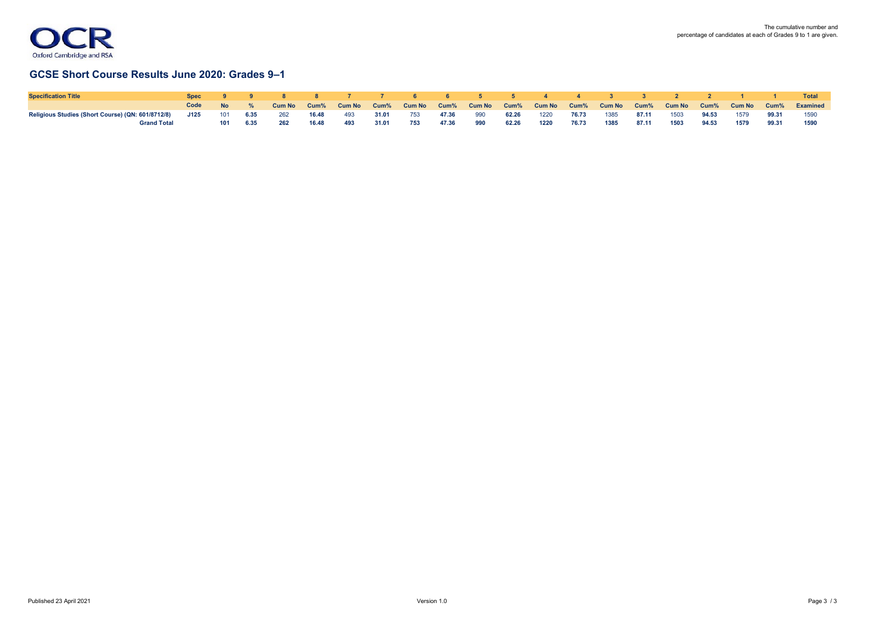The cumulative number and percentage of candidates at each of Grades 9 to 1 are given.

## GCSE Short Course Results June 2020: Grades 9–1

| Specification Title | Spec | 9 | 9 | 8 | 8 | 7 | 7 | 6 | 6 | 5 | 5 | 4 | 4 | 3 | 3 | 2 | 2 | 1 | 1 | Total |
|---|---|---|---|---|---|---|---|---|---|---|---|---|---|---|---|---|---|---|---|---|
| | Code | No | % | Cum No | Cum% | Cum No | Cum% | Cum No | Cum% | Cum No | Cum% | Cum No | Cum% | Cum No | Cum% | Cum No | Cum% | Cum No | Cum% | Examined |
| Religious Studies (Short Course) (QN: 601/8712/8) | J125 | 101 | 6.35 | 262 | 16.48 | 493 | 31.01 | 753 | 47.36 | 990 | 62.26 | 1220 | 76.73 | 1385 | 87.11 | 1503 | 94.53 | 1579 | 99.31 | 1590 |
| **Grand Total** | | **101** | **6.35** | **262** | **16.48** | **493** | **31.01** | **753** | **47.36** | **990** | **62.26** | **1220** | **76.73** | **1385** | **87.11** | **1503** | **94.53** | **1579** | **99.31** | **1590** |

Published 23 April 2021

Version 1.0